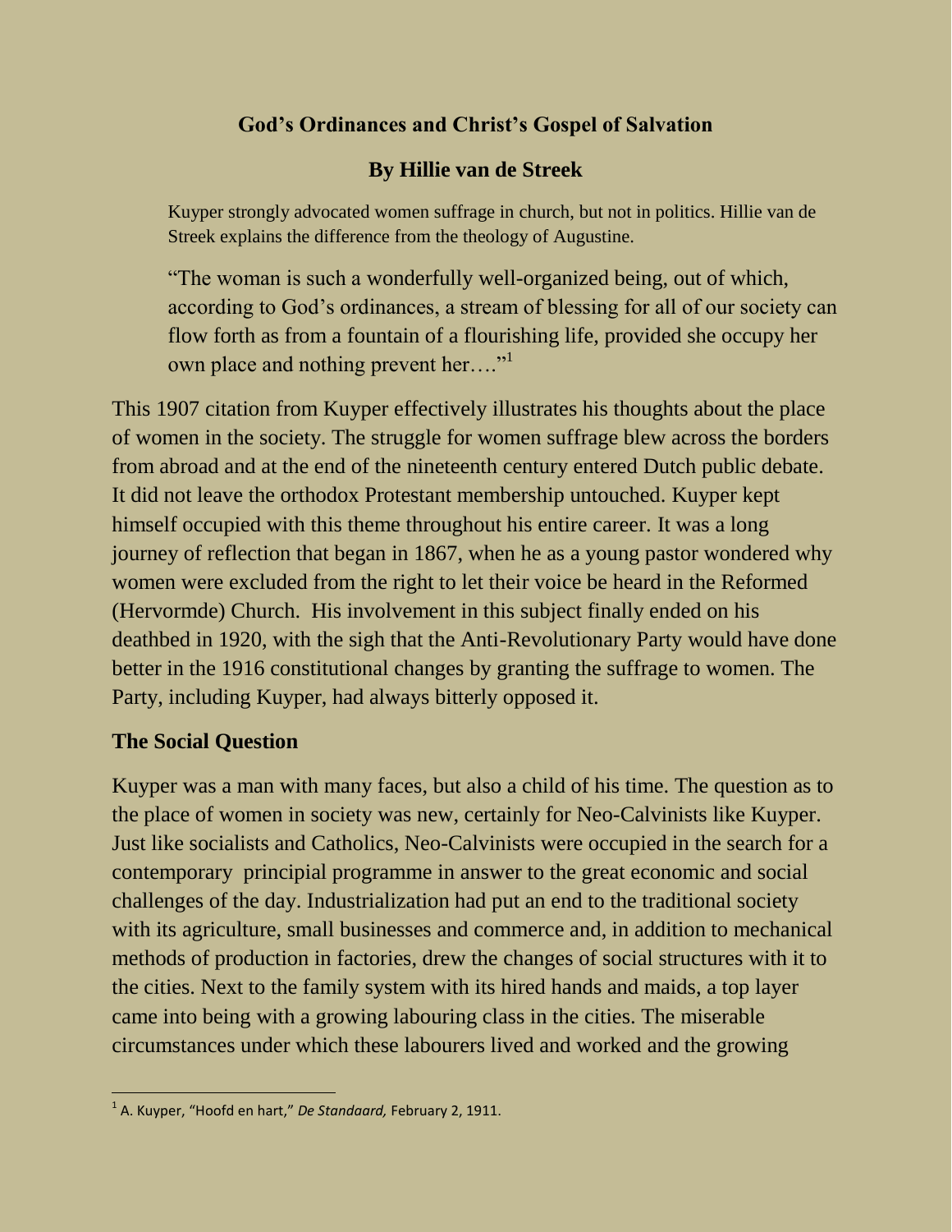# God's Ordinances and Christ's Gospel of Salvation

## By Hillie van de Streek

> Kuyper strongly advocated women suffrage in church, but not in politics. Hillie van de Streek explains the difference from the theology of Augustine.

> "The woman is such a wonderfully well-organized being, out of which, according to God's ordinances, a stream of blessing for all of our society can flow forth as from a fountain of a flourishing life, provided she occupy her own place and nothing prevent her…."[1]

This 1907 citation from Kuyper effectively illustrates his thoughts about the place of women in the society. The struggle for women suffrage blew across the borders from abroad and at the end of the nineteenth century entered Dutch public debate. It did not leave the orthodox Protestant membership untouched. Kuyper kept himself occupied with this theme throughout his entire career. It was a long journey of reflection that began in 1867, when he as a young pastor wondered why women were excluded from the right to let their voice be heard in the Reformed (Hervormde) Church. His involvement in this subject finally ended on his deathbed in 1920, with the sigh that the Anti-Revolutionary Party would have done better in the 1916 constitutional changes by granting the suffrage to women. The Party, including Kuyper, had always bitterly opposed it.

### The Social Question

Kuyper was a man with many faces, but also a child of his time. The question as to the place of women in society was new, certainly for Neo-Calvinists like Kuyper. Just like socialists and Catholics, Neo-Calvinists were occupied in the search for a contemporary principial programme in answer to the great economic and social challenges of the day. Industrialization had put an end to the traditional society with its agriculture, small businesses and commerce and, in addition to mechanical methods of production in factories, drew the changes of social structures with it to the cities. Next to the family system with its hired hands and maids, a top layer came into being with a growing labouring class in the cities. The miserable circumstances under which these labourers lived and worked and the growing

---

[1] A. Kuyper, "Hoofd en hart," *De Standaard,* February 2, 1911.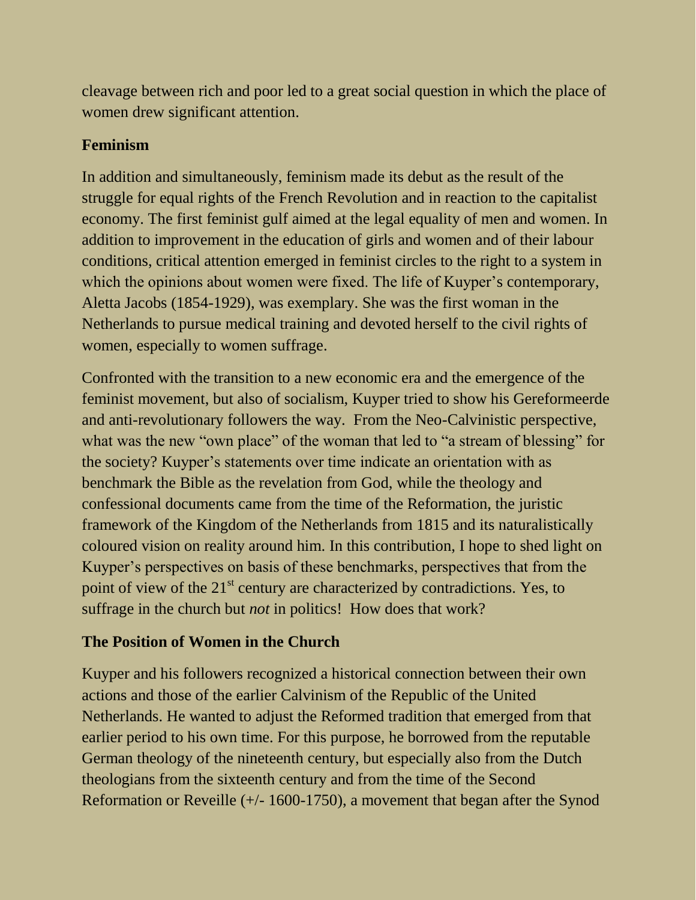cleavage between rich and poor led to a great social question in which the place of women drew significant attention.

## Feminism

In addition and simultaneously, feminism made its debut as the result of the struggle for equal rights of the French Revolution and in reaction to the capitalist economy. The first feminist gulf aimed at the legal equality of men and women. In addition to improvement in the education of girls and women and of their labour conditions, critical attention emerged in feminist circles to the right to a system in which the opinions about women were fixed. The life of Kuyper's contemporary, Aletta Jacobs (1854-1929), was exemplary. She was the first woman in the Netherlands to pursue medical training and devoted herself to the civil rights of women, especially to women suffrage.

Confronted with the transition to a new economic era and the emergence of the feminist movement, but also of socialism, Kuyper tried to show his Gereformeerde and anti-revolutionary followers the way. From the Neo-Calvinistic perspective, what was the new "own place" of the woman that led to "a stream of blessing" for the society? Kuyper's statements over time indicate an orientation with as benchmark the Bible as the revelation from God, while the theology and confessional documents came from the time of the Reformation, the juristic framework of the Kingdom of the Netherlands from 1815 and its naturalistically coloured vision on reality around him. In this contribution, I hope to shed light on Kuyper's perspectives on basis of these benchmarks, perspectives that from the point of view of the 21st century are characterized by contradictions. Yes, to suffrage in the church but *not* in politics! How does that work?

## The Position of Women in the Church

Kuyper and his followers recognized a historical connection between their own actions and those of the earlier Calvinism of the Republic of the United Netherlands. He wanted to adjust the Reformed tradition that emerged from that earlier period to his own time. For this purpose, he borrowed from the reputable German theology of the nineteenth century, but especially also from the Dutch theologians from the sixteenth century and from the time of the Second Reformation or Reveille (+/- 1600-1750), a movement that began after the Synod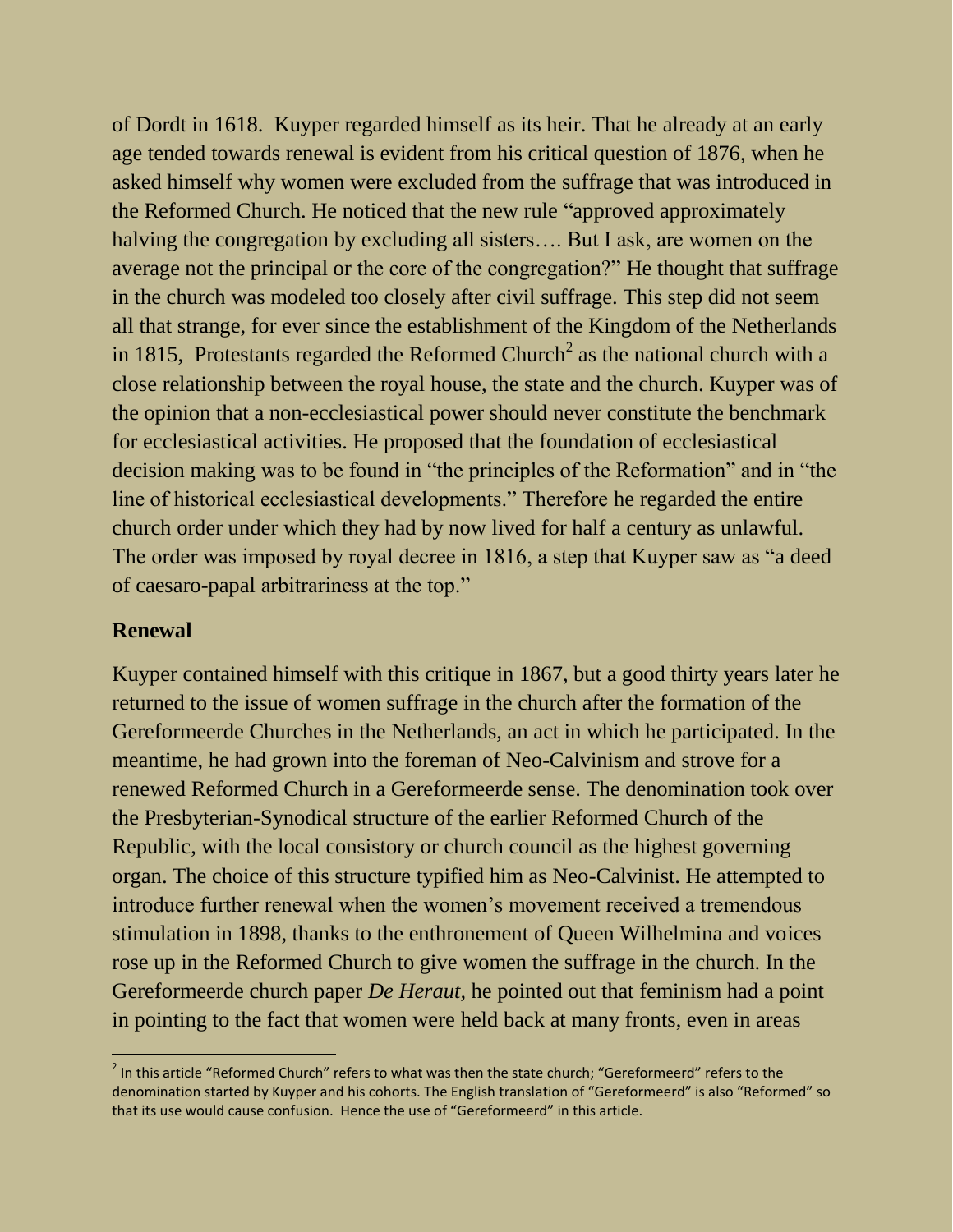of Dordt in 1618. Kuyper regarded himself as its heir. That he already at an early age tended towards renewal is evident from his critical question of 1876, when he asked himself why women were excluded from the suffrage that was introduced in the Reformed Church. He noticed that the new rule "approved approximately halving the congregation by excluding all sisters…. But I ask, are women on the average not the principal or the core of the congregation?" He thought that suffrage in the church was modeled too closely after civil suffrage. This step did not seem all that strange, for ever since the establishment of the Kingdom of the Netherlands in 1815, Protestants regarded the Reformed Church[2] as the national church with a close relationship between the royal house, the state and the church. Kuyper was of the opinion that a non-ecclesiastical power should never constitute the benchmark for ecclesiastical activities. He proposed that the foundation of ecclesiastical decision making was to be found in "the principles of the Reformation" and in "the line of historical ecclesiastical developments." Therefore he regarded the entire church order under which they had by now lived for half a century as unlawful. The order was imposed by royal decree in 1816, a step that Kuyper saw as "a deed of caesaro-papal arbitrariness at the top."

## Renewal

Kuyper contained himself with this critique in 1867, but a good thirty years later he returned to the issue of women suffrage in the church after the formation of the Gereformeerde Churches in the Netherlands, an act in which he participated. In the meantime, he had grown into the foreman of Neo-Calvinism and strove for a renewed Reformed Church in a Gereformeerde sense. The denomination took over the Presbyterian-Synodical structure of the earlier Reformed Church of the Republic, with the local consistory or church council as the highest governing organ. The choice of this structure typified him as Neo-Calvinist. He attempted to introduce further renewal when the women's movement received a tremendous stimulation in 1898, thanks to the enthronement of Queen Wilhelmina and voices rose up in the Reformed Church to give women the suffrage in the church. In the Gereformeerde church paper *De Heraut*, he pointed out that feminism had a point in pointing to the fact that women were held back at many fronts, even in areas

---

[2] In this article "Reformed Church" refers to what was then the state church; "Gereformeerd" refers to the denomination started by Kuyper and his cohorts. The English translation of "Gereformeerd" is also "Reformed" so that its use would cause confusion. Hence the use of "Gereformeerd" in this article.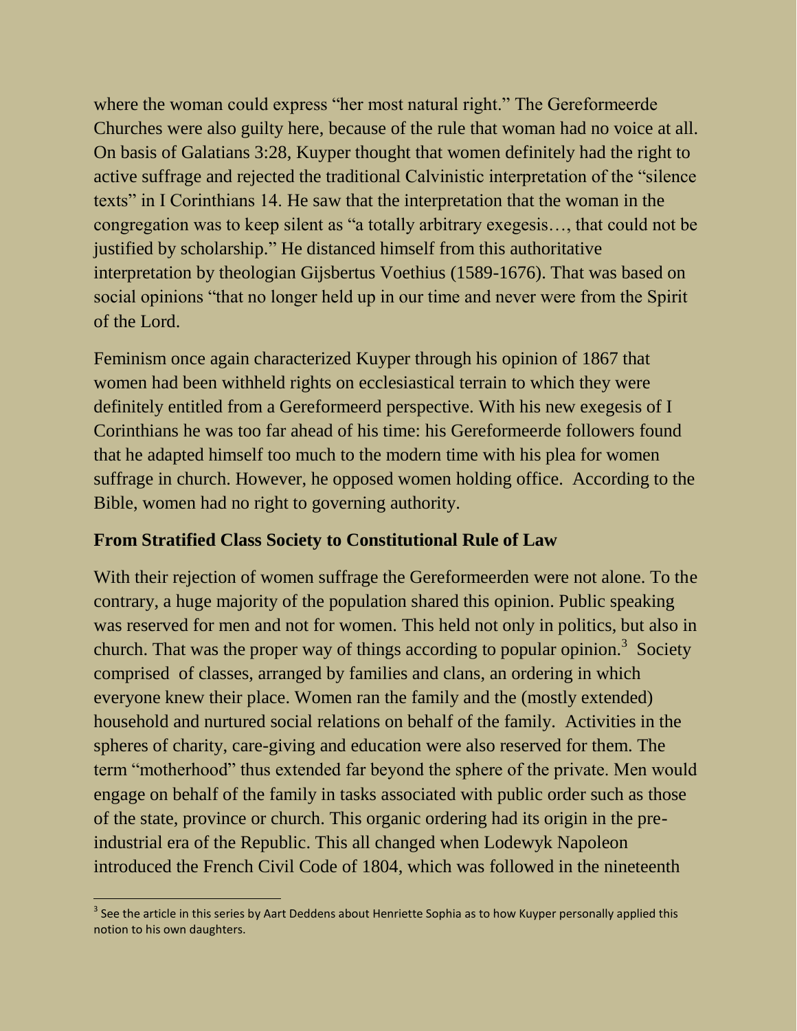where the woman could express "her most natural right." The Gereformeerde Churches were also guilty here, because of the rule that woman had no voice at all. On basis of Galatians 3:28, Kuyper thought that women definitely had the right to active suffrage and rejected the traditional Calvinistic interpretation of the "silence texts" in I Corinthians 14. He saw that the interpretation that the woman in the congregation was to keep silent as "a totally arbitrary exegesis…, that could not be justified by scholarship." He distanced himself from this authoritative interpretation by theologian Gijsbertus Voethius (1589-1676). That was based on social opinions "that no longer held up in our time and never were from the Spirit of the Lord.

Feminism once again characterized Kuyper through his opinion of 1867 that women had been withheld rights on ecclesiastical terrain to which they were definitely entitled from a Gereformeerd perspective. With his new exegesis of I Corinthians he was too far ahead of his time: his Gereformeerde followers found that he adapted himself too much to the modern time with his plea for women suffrage in church. However, he opposed women holding office. According to the Bible, women had no right to governing authority.

### From Stratified Class Society to Constitutional Rule of Law

With their rejection of women suffrage the Gereformeerden were not alone. To the contrary, a huge majority of the population shared this opinion. Public speaking was reserved for men and not for women. This held not only in politics, but also in church. That was the proper way of things according to popular opinion.[3] Society comprised of classes, arranged by families and clans, an ordering in which everyone knew their place. Women ran the family and the (mostly extended) household and nurtured social relations on behalf of the family. Activities in the spheres of charity, care-giving and education were also reserved for them. The term "motherhood" thus extended far beyond the sphere of the private. Men would engage on behalf of the family in tasks associated with public order such as those of the state, province or church. This organic ordering had its origin in the pre-industrial era of the Republic. This all changed when Lodewyk Napoleon introduced the French Civil Code of 1804, which was followed in the nineteenth

---

[3] See the article in this series by Aart Deddens about Henriette Sophia as to how Kuyper personally applied this notion to his own daughters.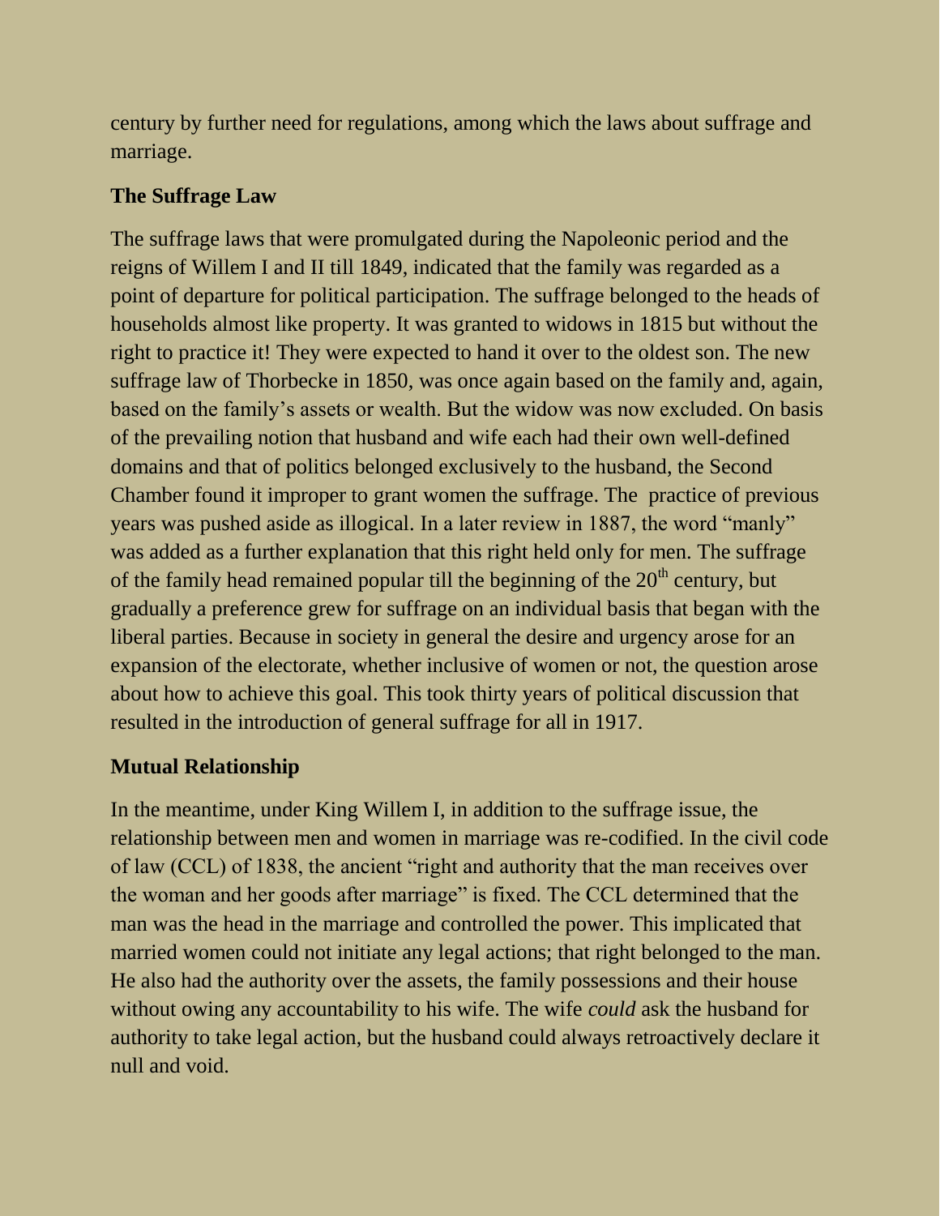century by further need for regulations, among which the laws about suffrage and marriage.

### The Suffrage Law

The suffrage laws that were promulgated during the Napoleonic period and the reigns of Willem I and II till 1849, indicated that the family was regarded as a point of departure for political participation. The suffrage belonged to the heads of households almost like property. It was granted to widows in 1815 but without the right to practice it! They were expected to hand it over to the oldest son. The new suffrage law of Thorbecke in 1850, was once again based on the family and, again, based on the family's assets or wealth. But the widow was now excluded. On basis of the prevailing notion that husband and wife each had their own well-defined domains and that of politics belonged exclusively to the husband, the Second Chamber found it improper to grant women the suffrage. The practice of previous years was pushed aside as illogical. In a later review in 1887, the word "manly" was added as a further explanation that this right held only for men. The suffrage of the family head remained popular till the beginning of the 20th century, but gradually a preference grew for suffrage on an individual basis that began with the liberal parties. Because in society in general the desire and urgency arose for an expansion of the electorate, whether inclusive of women or not, the question arose about how to achieve this goal. This took thirty years of political discussion that resulted in the introduction of general suffrage for all in 1917.

### Mutual Relationship

In the meantime, under King Willem I, in addition to the suffrage issue, the relationship between men and women in marriage was re-codified. In the civil code of law (CCL) of 1838, the ancient "right and authority that the man receives over the woman and her goods after marriage" is fixed. The CCL determined that the man was the head in the marriage and controlled the power. This implicated that married women could not initiate any legal actions; that right belonged to the man. He also had the authority over the assets, the family possessions and their house without owing any accountability to his wife. The wife *could* ask the husband for authority to take legal action, but the husband could always retroactively declare it null and void.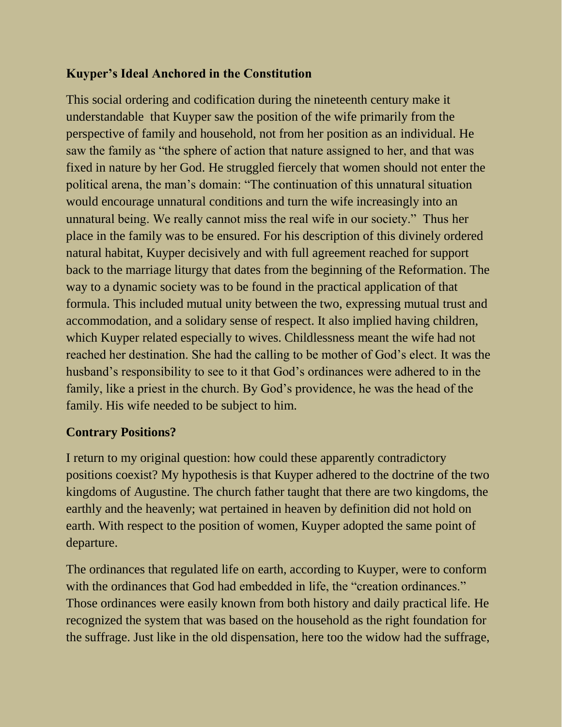### Kuyper's Ideal Anchored in the Constitution

This social ordering and codification during the nineteenth century make it understandable that Kuyper saw the position of the wife primarily from the perspective of family and household, not from her position as an individual. He saw the family as "the sphere of action that nature assigned to her, and that was fixed in nature by her God. He struggled fiercely that women should not enter the political arena, the man's domain: "The continuation of this unnatural situation would encourage unnatural conditions and turn the wife increasingly into an unnatural being. We really cannot miss the real wife in our society." Thus her place in the family was to be ensured. For his description of this divinely ordered natural habitat, Kuyper decisively and with full agreement reached for support back to the marriage liturgy that dates from the beginning of the Reformation. The way to a dynamic society was to be found in the practical application of that formula. This included mutual unity between the two, expressing mutual trust and accommodation, and a solidary sense of respect. It also implied having children, which Kuyper related especially to wives. Childlessness meant the wife had not reached her destination. She had the calling to be mother of God's elect. It was the husband's responsibility to see to it that God's ordinances were adhered to in the family, like a priest in the church. By God's providence, he was the head of the family. His wife needed to be subject to him.

### Contrary Positions?

I return to my original question: how could these apparently contradictory positions coexist? My hypothesis is that Kuyper adhered to the doctrine of the two kingdoms of Augustine. The church father taught that there are two kingdoms, the earthly and the heavenly; wat pertained in heaven by definition did not hold on earth. With respect to the position of women, Kuyper adopted the same point of departure.

The ordinances that regulated life on earth, according to Kuyper, were to conform with the ordinances that God had embedded in life, the "creation ordinances." Those ordinances were easily known from both history and daily practical life. He recognized the system that was based on the household as the right foundation for the suffrage. Just like in the old dispensation, here too the widow had the suffrage,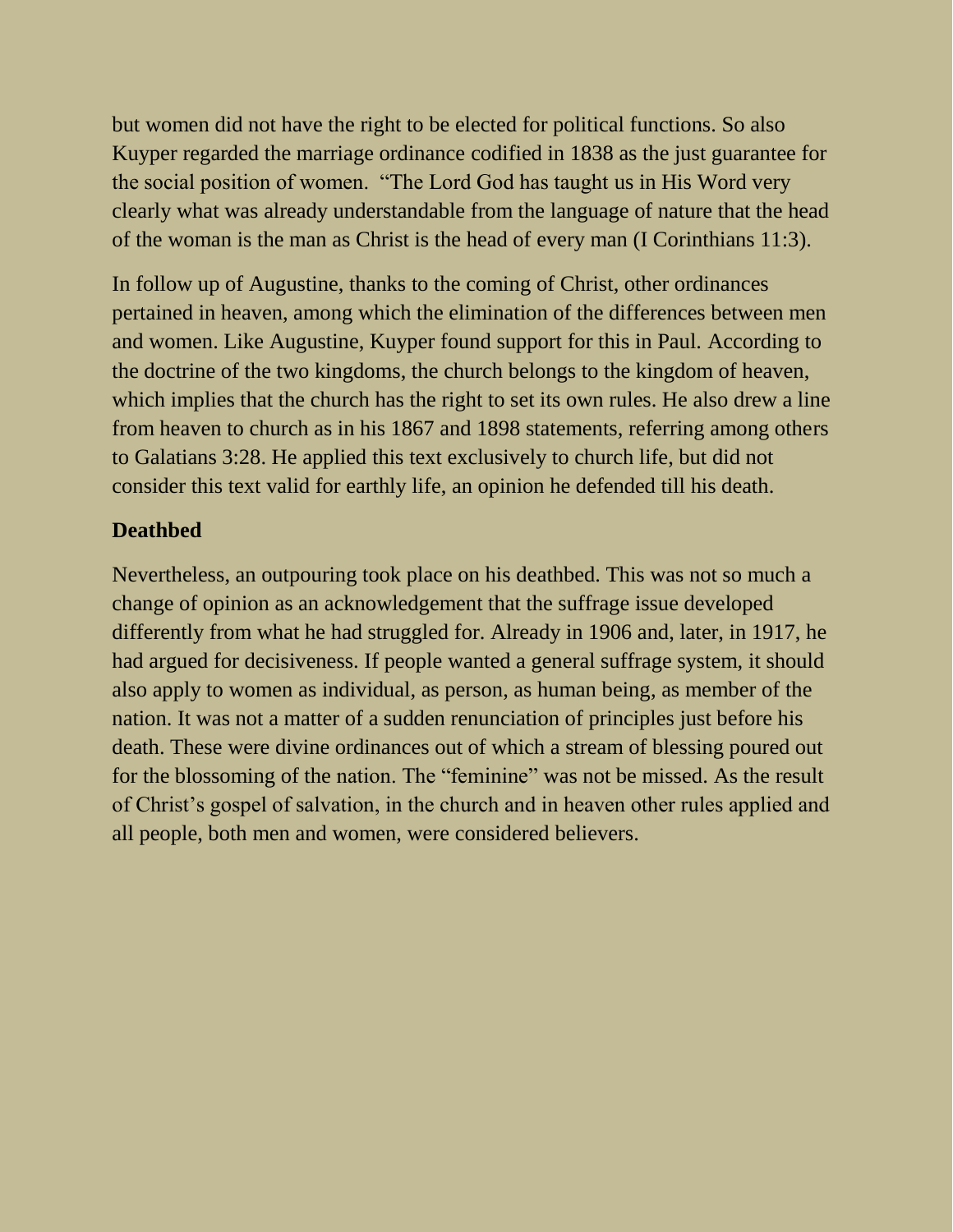but women did not have the right to be elected for political functions. So also Kuyper regarded the marriage ordinance codified in 1838 as the just guarantee for the social position of women. "The Lord God has taught us in His Word very clearly what was already understandable from the language of nature that the head of the woman is the man as Christ is the head of every man (I Corinthians 11:3).

In follow up of Augustine, thanks to the coming of Christ, other ordinances pertained in heaven, among which the elimination of the differences between men and women. Like Augustine, Kuyper found support for this in Paul. According to the doctrine of the two kingdoms, the church belongs to the kingdom of heaven, which implies that the church has the right to set its own rules. He also drew a line from heaven to church as in his 1867 and 1898 statements, referring among others to Galatians 3:28. He applied this text exclusively to church life, but did not consider this text valid for earthly life, an opinion he defended till his death.

**Deathbed**

Nevertheless, an outpouring took place on his deathbed. This was not so much a change of opinion as an acknowledgement that the suffrage issue developed differently from what he had struggled for. Already in 1906 and, later, in 1917, he had argued for decisiveness. If people wanted a general suffrage system, it should also apply to women as individual, as person, as human being, as member of the nation. It was not a matter of a sudden renunciation of principles just before his death. These were divine ordinances out of which a stream of blessing poured out for the blossoming of the nation. The "feminine" was not be missed. As the result of Christ's gospel of salvation, in the church and in heaven other rules applied and all people, both men and women, were considered believers.